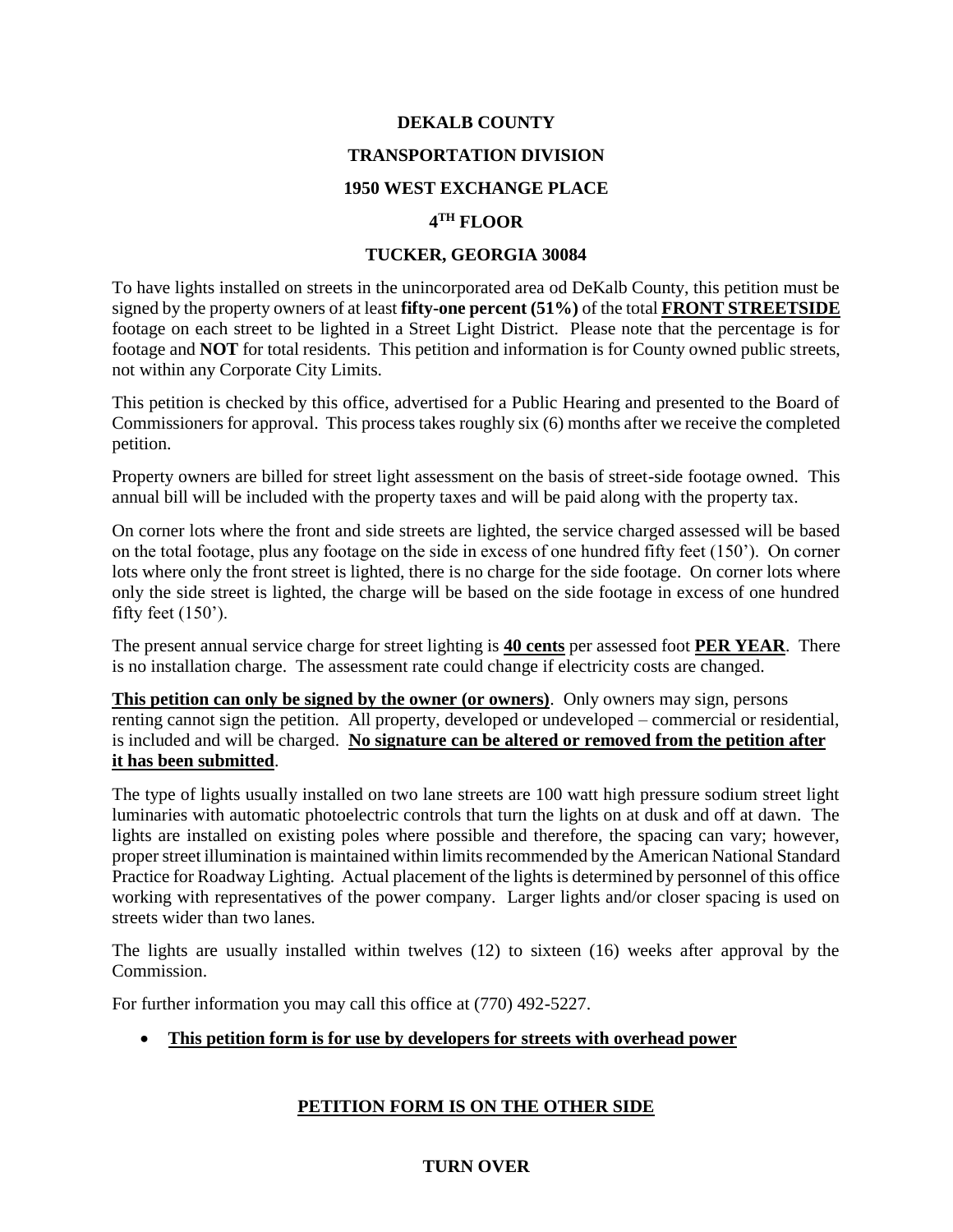**DEKALB COUNTY**

**TRANSPORTATION DIVISION**

**1950 WEST EXCHANGE PLACE**

**4TH FLOOR**

**TUCKER, GEORGIA 30084**

To have lights installed on streets in the unincorporated area od DeKalb County, this petition must be signed by the property owners of at least **fifty-one percent (51%)** of the total **<u>FRONT STREETSIDE</u>** footage on each street to be lighted in a Street Light District. Please note that the percentage is for footage and **NOT** for total residents. This petition and information is for County owned public streets, not within any Corporate City Limits.

This petition is checked by this office, advertised for a Public Hearing and presented to the Board of Commissioners for approval. This process takes roughly six (6) months after we receive the completed petition.

Property owners are billed for street light assessment on the basis of street-side footage owned. This annual bill will be included with the property taxes and will be paid along with the property tax.

On corner lots where the front and side streets are lighted, the service charged assessed will be based on the total footage, plus any footage on the side in excess of one hundred fifty feet (150'). On corner lots where only the front street is lighted, there is no charge for the side footage. On corner lots where only the side street is lighted, the charge will be based on the side footage in excess of one hundred fifty feet (150').

The present annual service charge for street lighting is **<u>40 cents</u>** per assessed foot **<u>PER YEAR</u>**. There is no installation charge. The assessment rate could change if electricity costs are changed.

**<u>This petition can only be signed by the owner (or owners)</u>**. Only owners may sign, persons renting cannot sign the petition. All property, developed or undeveloped – commercial or residential, is included and will be charged. **<u>No signature can be altered or removed from the petition after it has been submitted</u>**.

The type of lights usually installed on two lane streets are 100 watt high pressure sodium street light luminaries with automatic photoelectric controls that turn the lights on at dusk and off at dawn. The lights are installed on existing poles where possible and therefore, the spacing can vary; however, proper street illumination is maintained within limits recommended by the American National Standard Practice for Roadway Lighting. Actual placement of the lights is determined by personnel of this office working with representatives of the power company. Larger lights and/or closer spacing is used on streets wider than two lanes.

The lights are usually installed within twelves (12) to sixteen (16) weeks after approval by the Commission.

For further information you may call this office at (770) 492-5227.

- **<u>This petition form is for use by developers for streets with overhead power</u>**

**<u>PETITION FORM IS ON THE OTHER SIDE</u>**

**TURN OVER**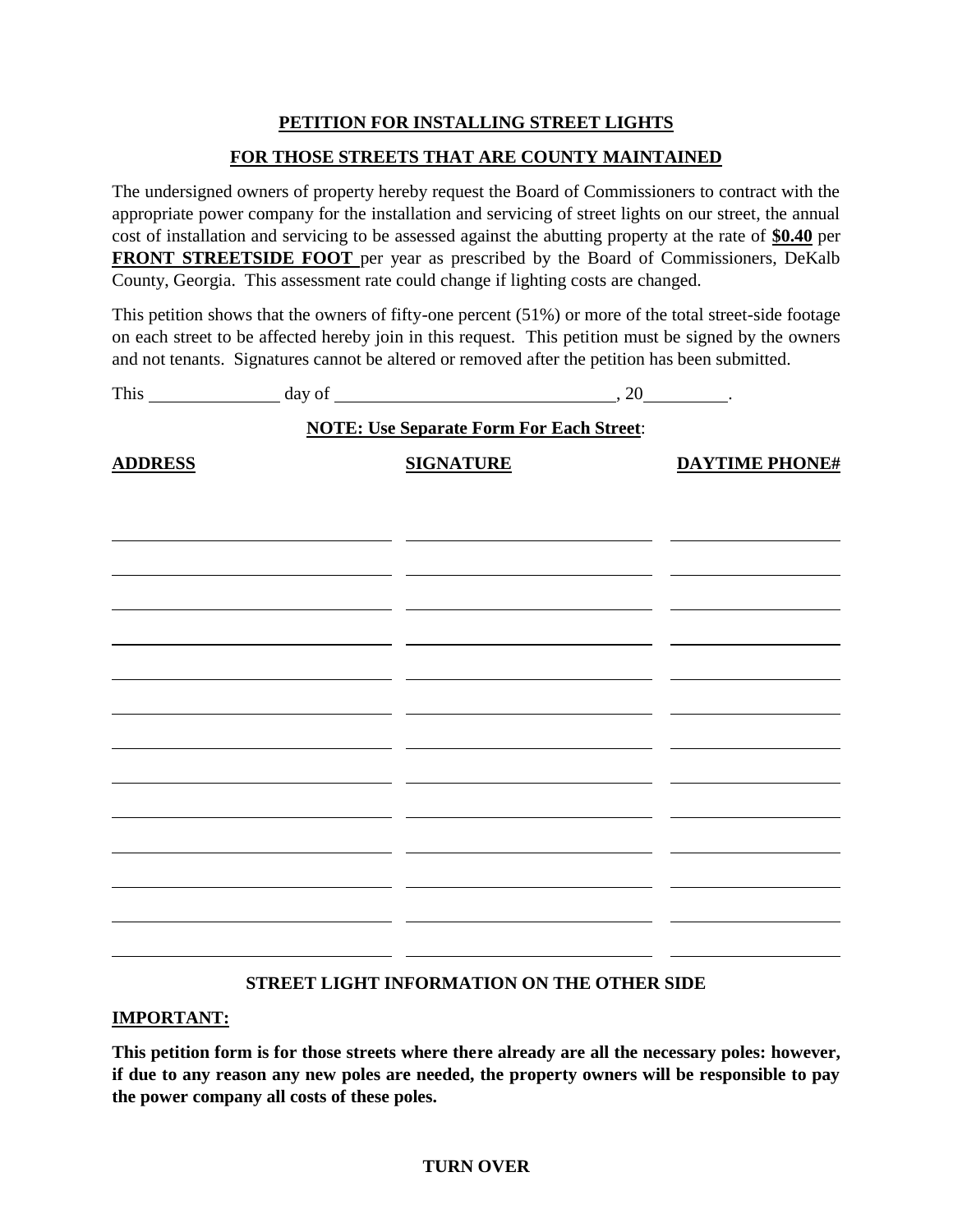**PETITION FOR INSTALLING STREET LIGHTS**

**FOR THOSE STREETS THAT ARE COUNTY MAINTAINED**

The undersigned owners of property hereby request the Board of Commissioners to contract with the appropriate power company for the installation and servicing of street lights on our street, the annual cost of installation and servicing to be assessed against the abutting property at the rate of **$0.40** per **FRONT STREETSIDE FOOT** per year as prescribed by the Board of Commissioners, DeKalb County, Georgia. This assessment rate could change if lighting costs are changed.

This petition shows that the owners of fifty-one percent (51%) or more of the total street-side footage on each street to be affected hereby join in this request. This petition must be signed by the owners and not tenants. Signatures cannot be altered or removed after the petition has been submitted.

This ______________ day of ______________________________, 20_________.

**NOTE: Use Separate Form For Each Street**:

| ADDRESS | SIGNATURE | DAYTIME PHONE# |
|---|---|---|
| | | |
| | | |
| | | |
| | | |
| | | |
| | | |
| | | |
| | | |
| | | |
| | | |
| | | |
| | | |
| | | |

**STREET LIGHT INFORMATION ON THE OTHER SIDE**

**IMPORTANT:**

**This petition form is for those streets where there already are all the necessary poles: however, if due to any reason any new poles are needed, the property owners will be responsible to pay the power company all costs of these poles.**

**TURN OVER**